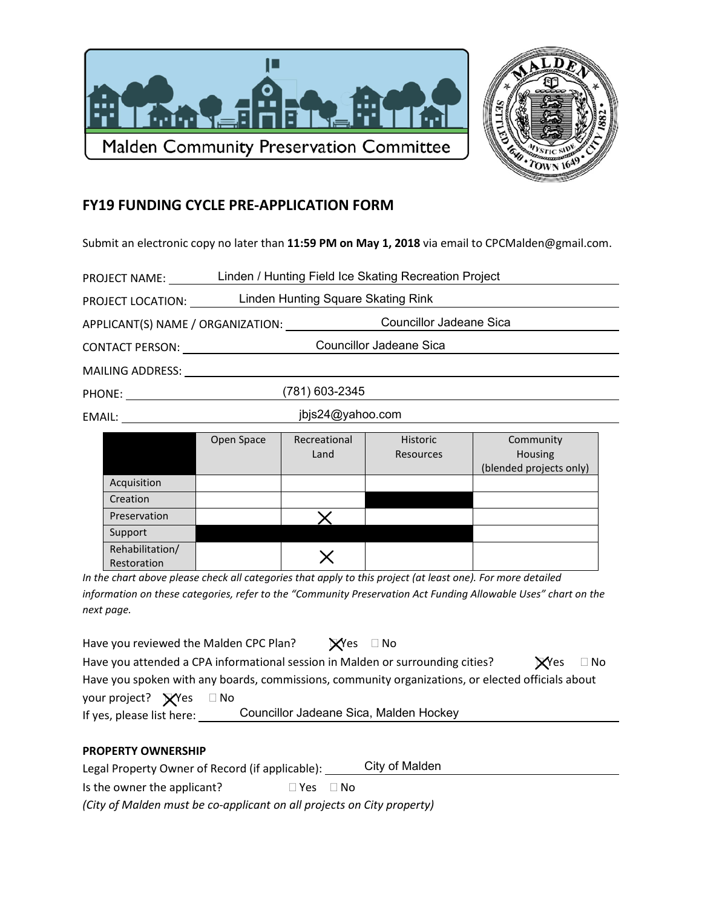Malden Community Preservation Committee

## FY19 FUNDING CYCLE PRE-APPLICATION FORM

Submit an electronic copy no later than **11:59 PM on May 1, 2018** via email to CPCMalden@gmail.com.

PROJECT NAME: Linden / Hunting Field Ice Skating Recreation Project

PROJECT LOCATION: Linden Hunting Square Skating Rink

APPLICANT(S) NAME / ORGANIZATION: Councillor Jadeane Sica

CONTACT PERSON: Councillor Jadeane Sica

MAILING ADDRESS:

PHONE: (781) 603-2345

EMAIL: jbjs24@yahoo.com

| | Open Space | Recreational Land | Historic Resources | Community Housing (blended projects only) |
|---|---|---|---|---|
| Acquisition | | | | |
| Creation | | | ■ | |
| Preservation | | X | | |
| Support | ■ | ■ | ■ | |
| Rehabilitation/ Restoration | | X | | |

*In the chart above please check all categories that apply to this project (at least one). For more detailed information on these categories, refer to the "Community Preservation Act Funding Allowable Uses" chart on the next page.*

Have you reviewed the Malden CPC Plan? ☒ Yes ☐ No

Have you attended a CPA informational session in Malden or surrounding cities? ☒ Yes ☐ No

Have you spoken with any boards, commissions, community organizations, or elected officials about your project? ☒ Yes ☐ No

If yes, please list here: Councillor Jadeane Sica, Malden Hockey

### PROPERTY OWNERSHIP

Legal Property Owner of Record (if applicable): City of Malden

Is the owner the applicant? ☐ Yes ☐ No

*(City of Malden must be co-applicant on all projects on City property)*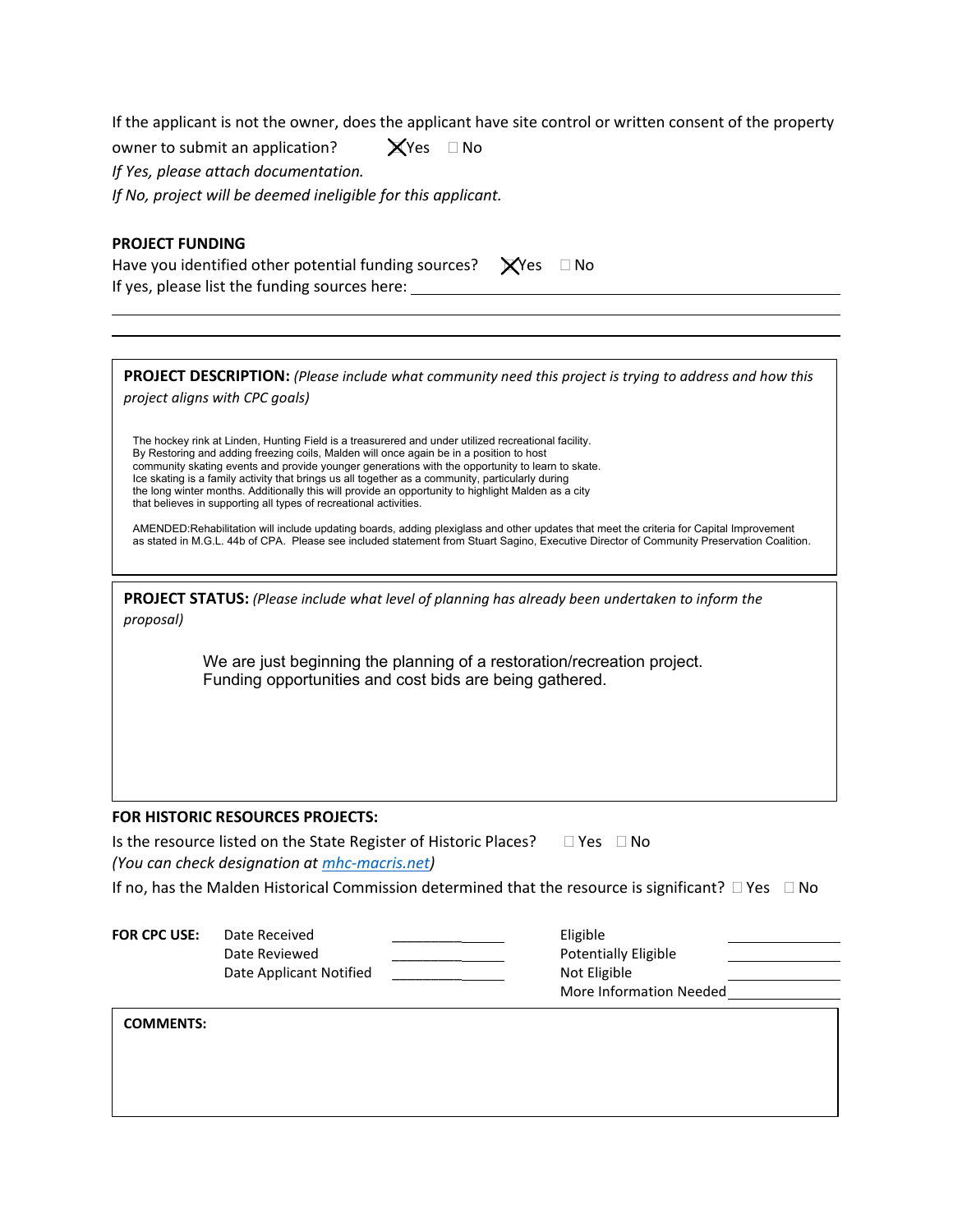If the applicant is not the owner, does the applicant have site control or written consent of the property owner to submit an application? ☒ Yes ☐ No

*If Yes, please attach documentation.*

*If No, project will be deemed ineligible for this applicant.*

**PROJECT FUNDING**

Have you identified other potential funding sources? ☒ Yes ☐ No

If yes, please list the funding sources here: \_\_\_\_\_\_\_\_\_\_\_\_\_\_\_\_\_\_\_\_\_\_\_\_\_\_\_\_\_\_\_\_\_\_

**PROJECT DESCRIPTION:** *(Please include what community need this project is trying to address and how this project aligns with CPC goals)*

The hockey rink at Linden, Hunting Field is a treasurered and under utilized recreational facility. By Restoring and adding freezing coils, Malden will once again be in a position to host community skating events and provide younger generations with the opportunity to learn to skate. Ice skating is a family activity that brings us all together as a community, particularly during the long winter months. Additionally this will provide an opportunity to highlight Malden as a city that believes in supporting all types of recreational activities.

AMENDED:Rehabilitation will include updating boards, adding plexiglass and other updates that meet the criteria for Capital Improvement as stated in M.G.L. 44b of CPA. Please see included statement from Stuart Sagino, Executive Director of Community Preservation Coalition.

**PROJECT STATUS:** *(Please include what level of planning has already been undertaken to inform the proposal)*

We are just beginning the planning of a restoration/recreation project. Funding opportunities and cost bids are being gathered.

**FOR HISTORIC RESOURCES PROJECTS:**

Is the resource listed on the State Register of Historic Places? ☐ Yes ☐ No

*(You can check designation at [mhc-macris.net](mhc-macris.net))*

If no, has the Malden Historical Commission determined that the resource is significant? ☐ Yes ☐ No

| | | | |
|---|---|---|---|
| **FOR CPC USE:** Date Received | \_\_\_\_\_\_\_\_\_\_ | Eligible | \_\_\_\_\_\_\_\_\_\_ |
| Date Reviewed | \_\_\_\_\_\_\_\_\_\_ | Potentially Eligible | \_\_\_\_\_\_\_\_\_\_ |
| Date Applicant Notified | \_\_\_\_\_\_\_\_\_\_ | Not Eligible | \_\_\_\_\_\_\_\_\_\_ |
| | | More Information Needed | \_\_\_\_\_\_\_\_\_\_ |

**COMMENTS:**